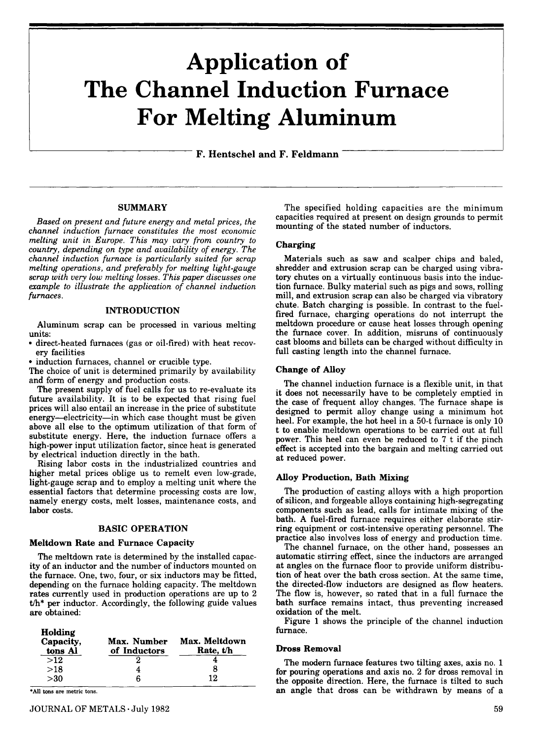# Application of The Channel Induction Furnace For Melting Aluminum

**F. Hentschel and F. Feldmann**

## SUMMARY

*Based on present and future energy and metal prices, the channel induction furnace constitutes the most economic melting unit in Europe. This may vary from country to country, depending on type and availability of energy. The channel induction furnace is particularly suited for scrap melting operations, and preferably for melting light-gauge scrap with very low melting losses. This paper discusses one example to illustrate the application of channel induction furnaces.*

## INTRODUCTION

Aluminum scrap can be processed in various melting units:

- direct-heated furnaces (gas or oil-fired) with heat recovery facilities
- induction furnaces, channel or crucible type.

The choice of unit is determined primarily by availability and form of energy and production costs.

The present supply of fuel calls for us to re-evaluate its future availability. It is to be expected that rising fuel prices will also entail an increase in the price of substitute energy—electricity—in which case thought must be given above all else to the optimum utilization of that form of substitute energy. Here, the induction furnace offers a high-power input utilization factor, since heat is generated by electrical induction directly in the bath.

Rising labor costs in the industrialized countries and higher metal prices oblige us to remelt even low-grade, light-gauge scrap and to employ a melting unit where the essential factors that determine processing costs are low, namely energy costs, melt losses, maintenance costs, and labor costs.

## BASIC OPERATION

### Meltdown Rate and Furnace Capacity

The meltdown rate is determined by the installed capacity of an inductor and the number of inductors mounted on the furnace. One, two, four, or six inductors may be fitted, depending on the furnace holding capacity. The meltdown rates currently used in production operations are up to 2 t/h* per inductor. Accordingly, the following guide values are obtained:

| Holding Capacity, tons Al | Max. Number of Inductors | Max. Meltdown Rate, t/h |
|---|---|---|
| >12 | 2 | 4 |
| >18 | 4 | 8 |
| >30 | 6 | 12 |

*All tons are metric tons.

The specified holding capacities are the minimum capacities required at present on design grounds to permit mounting of the stated number of inductors.

### Charging

Materials such as saw and scalper chips and baled, shredder and extrusion scrap can be charged using vibratory chutes on a virtually continuous basis into the induction furnace. Bulky material such as pigs and sows, rolling mill, and extrusion scrap can also be charged via vibratory chute. Batch charging is possible. In contrast to the fuel-fired furnace, charging operations do not interrupt the meltdown procedure or cause heat losses through opening the furnace cover. In addition, misruns of continuously cast blooms and billets can be charged without difficulty in full casting length into the channel furnace.

### Change of Alloy

The channel induction furnace is a flexible unit, in that it does not necessarily have to be completely emptied in the case of frequent alloy changes. The furnace shape is designed to permit alloy change using a minimum hot heel. For example, the hot heel in a 50-t furnace is only 10 t to enable meltdown operations to be carried out at full power. This heel can even be reduced to 7 t if the pinch effect is accepted into the bargain and melting carried out at reduced power.

### Alloy Production, Bath Mixing

The production of casting alloys with a high proportion of silicon, and forgeable alloys containing high-segregating components such as lead, calls for intimate mixing of the bath. A fuel-fired furnace requires either elaborate stirring equipment or cost-intensive operating personnel. The practice also involves loss of energy and production time.

The channel furnace, on the other hand, possesses an automatic stirring effect, since the inductors are arranged at angles on the furnace floor to provide uniform distribution of heat over the bath cross section. At the same time, the directed-flow inductors are designed as flow heaters. The flow is, however, so rated that in a full furnace the bath surface remains intact, thus preventing increased oxidation of the melt.

Figure 1 shows the principle of the channel induction furnace.

### Dross Removal

The modern furnace features two tilting axes, axis no. 1 for pouring operations and axis no. 2 for dross removal in the opposite direction. Here, the furnace is tilted to such an angle that dross can be withdrawn by means of a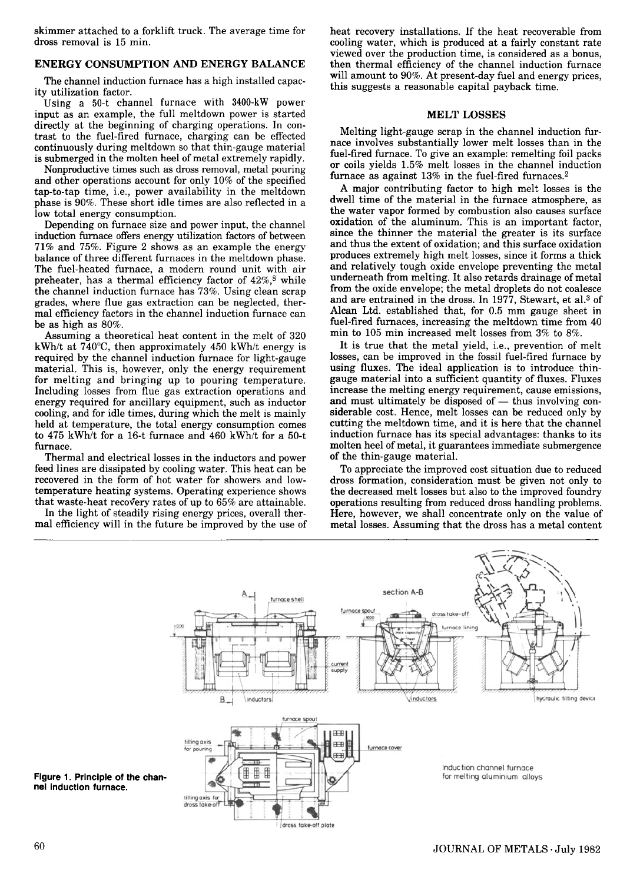skimmer attached to a forklift truck. The average time for dross removal is 15 min.

## ENERGY CONSUMPTION AND ENERGY BALANCE

The channel induction furnace has a high installed capacity utilization factor.

Using a 50-t channel furnace with 3400-kW power input as an example, the full meltdown power is started directly at the beginning of charging operations. In contrast to the fuel-fired furnace, charging can be effected continuously during meltdown so that thin-gauge material is submerged in the molten heel of metal extremely rapidly.

Nonproductive times such as dross removal, metal pouring and other operations account for only 10% of the specified tap-to-tap time, i.e., power availability in the meltdown phase is 90%. These short idle times are also reflected in a low total energy consumption.

Depending on furnace size and power input, the channel induction furnace offers energy utilization factors of between 71% and 75%. Figure 2 shows as an example the energy balance of three different furnaces in the meltdown phase. The fuel-heated furnace, a modern round unit with air preheater, has a thermal efficiency factor of 42%,[8] while the channel induction furnace has 73%. Using clean scrap grades, where flue gas extraction can be neglected, thermal efficiency factors in the channel induction furnace can be as high as 80%.

Assuming a theoretical heat content in the melt of 320 kWh/t at 740°C, then approximately 450 kWh/t energy is required by the channel induction furnace for light-gauge material. This is, however, only the energy requirement for melting and bringing up to pouring temperature. Including losses from flue gas extraction operations and energy required for ancillary equipment, such as inductor cooling, and for idle times, during which the melt is mainly held at temperature, the total energy consumption comes to 475 kWh/t for a 16-t furnace and 460 kWh/t for a 50-t furnace.

Thermal and electrical losses in the inductors and power feed lines are dissipated by cooling water. This heat can be recovered in the form of hot water for showers and low-temperature heating systems. Operating experience shows that waste-heat recovery rates of up to 65% are attainable.

In the light of steadily rising energy prices, overall thermal efficiency will in the future be improved by the use of heat recovery installations. If the heat recoverable from cooling water, which is produced at a fairly constant rate viewed over the production time, is considered as a bonus, then thermal efficiency of the channel induction furnace will amount to 90%. At present-day fuel and energy prices, this suggests a reasonable capital payback time.

## MELT LOSSES

Melting light-gauge scrap in the channel induction furnace involves substantially lower melt losses than in the fuel-fired furnace. To give an example: remelting foil packs or coils yields 1.5% melt losses in the channel induction furnace as against 13% in the fuel-fired furnaces.[2]

A major contributing factor to high melt losses is the dwell time of the material in the furnace atmosphere, as the water vapor formed by combustion also causes surface oxidation of the aluminum. This is an important factor, since the thinner the material the greater is its surface and thus the extent of oxidation; and this surface oxidation produces extremely high melt losses, since it forms a thick and relatively tough oxide envelope preventing the metal underneath from melting. It also retards drainage of metal from the oxide envelope; the metal droplets do not coalesce and are entrained in the dross. In 1977, Stewart, et al.[3] of Alcan Ltd. established that, for 0.5 mm gauge sheet in fuel-fired furnaces, increasing the meltdown time from 40 min to 105 min increased melt losses from 3% to 8%.

It is true that the metal yield, i.e., prevention of melt losses, can be improved in the fossil fuel-fired furnace by using fluxes. The ideal application is to introduce thin-gauge material into a sufficient quantity of fluxes. Fluxes increase the melting energy requirement, cause emissions, and must ultimately be disposed of — thus involving considerable cost. Hence, melt losses can be reduced only by cutting the meltdown time, and it is here that the channel induction furnace has its special advantages: thanks to its molten heel of metal, it guarantees immediate submergence of the thin-gauge material.

To appreciate the improved cost situation due to reduced dross formation, consideration must be given not only to the decreased melt losses but also to the improved foundry operations resulting from reduced dross handling problems. Here, however, we shall concentrate only on the value of metal losses. Assuming that the dross has a metal content

**Figure 1. Principle of the channel induction furnace.**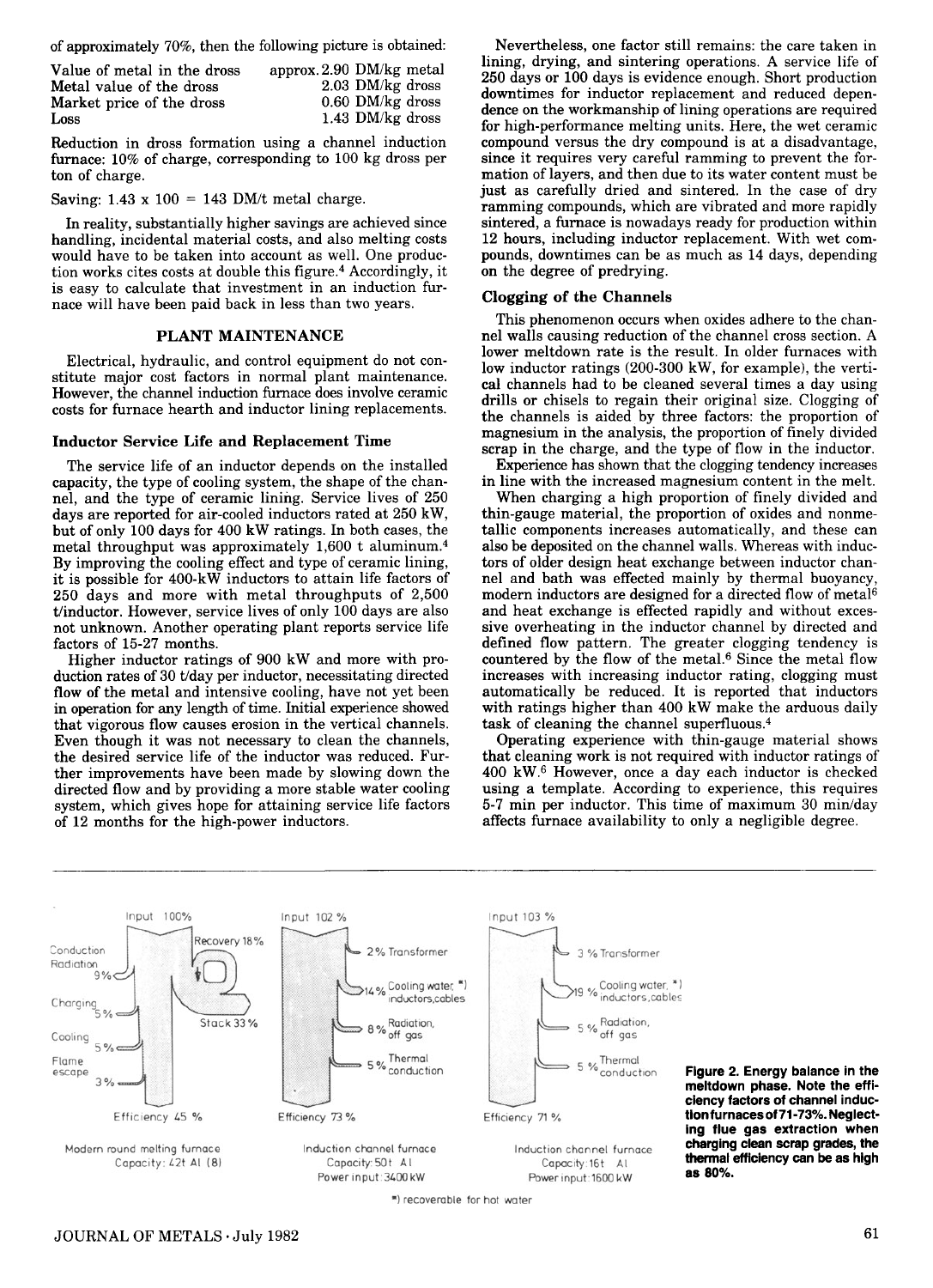of approximately 70%, then the following picture is obtained:

| | |
|---|---|
| Value of metal in the dross | approx. 2.90 DM/kg metal |
| Metal value of the dross | 2.03 DM/kg dross |
| Market price of the dross | 0.60 DM/kg dross |
| Loss | 1.43 DM/kg dross |

Reduction in dross formation using a channel induction furnace: 10% of charge, corresponding to 100 kg dross per ton of charge.

Saving: 1.43 x 100 = 143 DM/t metal charge.

In reality, substantially higher savings are achieved since handling, incidental material costs, and also melting costs would have to be taken into account as well. One production works cites costs at double this figure.[4] Accordingly, it is easy to calculate that investment in an induction furnace will have been paid back in less than two years.

## PLANT MAINTENANCE

Electrical, hydraulic, and control equipment do not constitute major cost factors in normal plant maintenance. However, the channel induction furnace does involve ceramic costs for furnace hearth and inductor lining replacements.

### Inductor Service Life and Replacement Time

The service life of an inductor depends on the installed capacity, the type of cooling system, the shape of the channel, and the type of ceramic lining. Service lives of 250 days are reported for air-cooled inductors rated at 250 kW, but of only 100 days for 400 kW ratings. In both cases, the metal throughput was approximately 1,600 t aluminum.[4] By improving the cooling effect and type of ceramic lining, it is possible for 400-kW inductors to attain life factors of 250 days and more with metal throughputs of 2,500 t/inductor. However, service lives of only 100 days are also not unknown. Another operating plant reports service life factors of 15-27 months.

Higher inductor ratings of 900 kW and more with production rates of 30 t/day per inductor, necessitating directed flow of the metal and intensive cooling, have not yet been in operation for any length of time. Initial experience showed that vigorous flow causes erosion in the vertical channels. Even though it was not necessary to clean the channels, the desired service life of the inductor was reduced. Further improvements have been made by slowing down the directed flow and by providing a more stable water cooling system, which gives hope for attaining service life factors of 12 months for the high-power inductors.

Nevertheless, one factor still remains: the care taken in lining, drying, and sintering operations. A service life of 250 days or 100 days is evidence enough. Short production downtimes for inductor replacement and reduced dependence on the workmanship of lining operations are required for high-performance melting units. Here, the wet ceramic compound versus the dry compound is at a disadvantage, since it requires very careful ramming to prevent the formation of layers, and then due to its water content must be just as carefully dried and sintered. In the case of dry ramming compounds, which are vibrated and more rapidly sintered, a furnace is nowadays ready for production within 12 hours, including inductor replacement. With wet compounds, downtimes can be as much as 14 days, depending on the degree of predrying.

### Clogging of the Channels

This phenomenon occurs when oxides adhere to the channel walls causing reduction of the channel cross section. A lower meltdown rate is the result. In older furnaces with low inductor ratings (200-300 kW, for example), the vertical channels had to be cleaned several times a day using drills or chisels to regain their original size. Clogging of the channels is aided by three factors: the proportion of magnesium in the analysis, the proportion of finely divided scrap in the charge, and the type of flow in the inductor.

Experience has shown that the clogging tendency increases in line with the increased magnesium content in the melt.

When charging a high proportion of finely divided and thin-gauge material, the proportion of oxides and nonmetallic components increases automatically, and these can also be deposited on the channel walls. Whereas with inductors of older design heat exchange between inductor channel and bath was effected mainly by thermal buoyancy, modern inductors are designed for a directed flow of metal[6] and heat exchange is effected rapidly and without excessive overheating in the inductor channel by directed and defined flow pattern. The greater clogging tendency is countered by the flow of the metal.[6] Since the metal flow increases with increasing inductor rating, clogging must automatically be reduced. It is reported that inductors with ratings higher than 400 kW make the arduous daily task of cleaning the channel superfluous.[4]

Operating experience with thin-gauge material shows that cleaning work is not required with inductor ratings of 400 kW.[6] However, once a day each inductor is checked using a template. According to experience, this requires 5-7 min per inductor. This time of maximum 30 min/day affects furnace availability to only a negligible degree.

Modern round melting furnace, Capacity: 42t Al (8) — Input 100%; Recovery 18%; Stack 33%; Conduction, Radiation 9%; Charging 5%; Cooling 5%; Flame escape 3%; Efficiency 45%

Induction channel furnace, Capacity: 50t Al, Power input: 3400 kW — Input 102%; 2% Transformer; 14% Cooling water,*) inductors, cables; 8% Radiation, off gas; 5% Thermal conduction; Efficiency 73%

Induction channel furnace, Capacity: 16t Al, Power input: 1600 kW — Input 103%; 3% Transformer; 19% Cooling water,*) inductors, cables; 5% Radiation, off gas; 5% Thermal conduction; Efficiency 71%

*) recoverable for hot water

**Figure 2. Energy balance in the meltdown phase. Note the efficiency factors of channel induction furnaces of 71-73%. Neglecting flue gas extraction when charging clean scrap grades, the thermal efficiency can be as high as 80%.**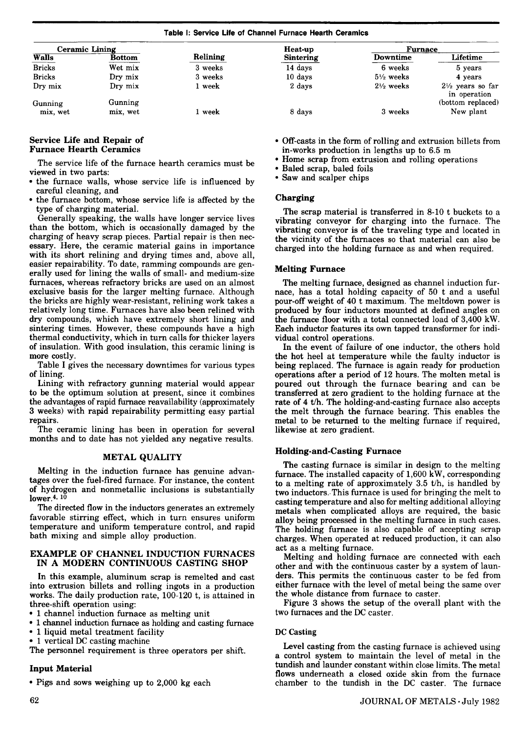**Table I: Service Life of Channel Furnace Hearth Ceramics**

| Ceramic Lining | | | Heat-up | Furnace | |
|---|---|---|---|---|---|
| Walls | Bottom | Relining | Sintering | Downtime | Lifetime |
| Bricks | Wet mix | 3 weeks | 14 days | 6 weeks | 5 years |
| Bricks | Dry mix | 3 weeks | 10 days | 5½ weeks | 4 years |
| Dry mix | Dry mix | 1 week | 2 days | 2½ weeks | 2½ years so far in operation (bottom replaced) |
| Gunning mix, wet | Gunning mix, wet | 1 week | 8 days | 3 weeks | New plant |

### Service Life and Repair of Furnace Hearth Ceramics

The service life of the furnace hearth ceramics must be viewed in two parts:

- the furnace walls, whose service life is influenced by careful cleaning, and
- the furnace bottom, whose service life is affected by the type of charging material.

Generally speaking, the walls have longer service lives than the bottom, which is occasionally damaged by the charging of heavy scrap pieces. Partial repair is then necessary. Here, the ceramic material gains in importance with its short relining and drying times and, above all, easier repairability. To date, ramming compounds are generally used for lining the walls of small- and medium-size furnaces, whereas refractory bricks are used on an almost exclusive basis for the larger melting furnace. Although the bricks are highly wear-resistant, relining work takes a relatively long time. Furnaces have also been relined with dry compounds, which have extremely short lining and sintering times. However, these compounds have a high thermal conductivity, which in turn calls for thicker layers of insulation. With good insulation, this ceramic lining is more costly.

Table I gives the necessary downtimes for various types of lining.

Lining with refractory gunning material would appear to be the optimum solution at present, since it combines the advantages of rapid furnace reavailability (approximately 3 weeks) with rapid repairability permitting easy partial repairs.

The ceramic lining has been in operation for several months and to date has not yielded any negative results.

## METAL QUALITY

Melting in the induction furnace has genuine advantages over the fuel-fired furnace. For instance, the content of hydrogen and nonmetallic inclusions is substantially lower.[4, 10]

The directed flow in the inductors generates an extremely favorable stirring effect, which in turn ensures uniform temperature and uniform temperature control, and rapid bath mixing and simple alloy production.

## EXAMPLE OF CHANNEL INDUCTION FURNACES IN A MODERN CONTINUOUS CASTING SHOP

In this example, aluminum scrap is remelted and cast into extrusion billets and rolling ingots in a production works. The daily production rate, 100-120 t, is attained in three-shift operation using:

- 1 channel induction furnace as melting unit
- 1 channel induction furnace as holding and casting furnace
- 1 liquid metal treatment facility
- 1 vertical DC casting machine

The personnel requirement is three operators per shift.

### Input Material

- Pigs and sows weighing up to 2,000 kg each
- Off-casts in the form of rolling and extrusion billets from in-works production in lengths up to 6.5 m
- Home scrap from extrusion and rolling operations
- Baled scrap, baled foils
- Saw and scalper chips

### Charging

The scrap material is transferred in 8-10 t buckets to a vibrating conveyor for charging into the furnace. The vibrating conveyor is of the traveling type and located in the vicinity of the furnaces so that material can also be charged into the holding furnace as and when required.

### Melting Furnace

The melting furnace, designed as channel induction furnace, has a total holding capacity of 50 t and a useful pour-off weight of 40 t maximum. The meltdown power is produced by four inductors mounted at defined angles on the furnace floor with a total connected load of 3,400 kW. Each inductor features its own tapped transformer for individual control operations.

In the event of failure of one inductor, the others hold the hot heel at temperature while the faulty inductor is being replaced. The furnace is again ready for production operations after a period of 12 hours. The molten metal is poured out through the furnace bearing and can be transferred at zero gradient to the holding furnace at the rate of 4 t/h. The holding-and-casting furnace also accepts the melt through the furnace bearing. This enables the metal to be returned to the melting furnace if required, likewise at zero gradient.

### Holding-and-Casting Furnace

The casting furnace is similar in design to the melting furnace. The installed capacity of 1,600 kW, corresponding to a melting rate of approximately 3.5 t/h, is handled by two inductors. This furnace is used for bringing the melt to casting temperature and also for melting additional alloying metals when complicated alloys are required, the basic alloy being processed in the melting furnace in such cases. The holding furnace is also capable of accepting scrap charges. When operated at reduced production, it can also act as a melting furnace.

Melting and holding furnace are connected with each other and with the continuous caster by a system of launders. This permits the continuous caster to be fed from either furnace with the level of metal being the same over the whole distance from furnace to caster.

Figure 3 shows the setup of the overall plant with the two furnaces and the DC caster.

### DC Casting

Level casting from the casting furnace is achieved using a control system to maintain the level of metal in the tundish and launder constant within close limits. The metal flows underneath a closed oxide skin from the furnace chamber to the tundish in the DC caster. The furnace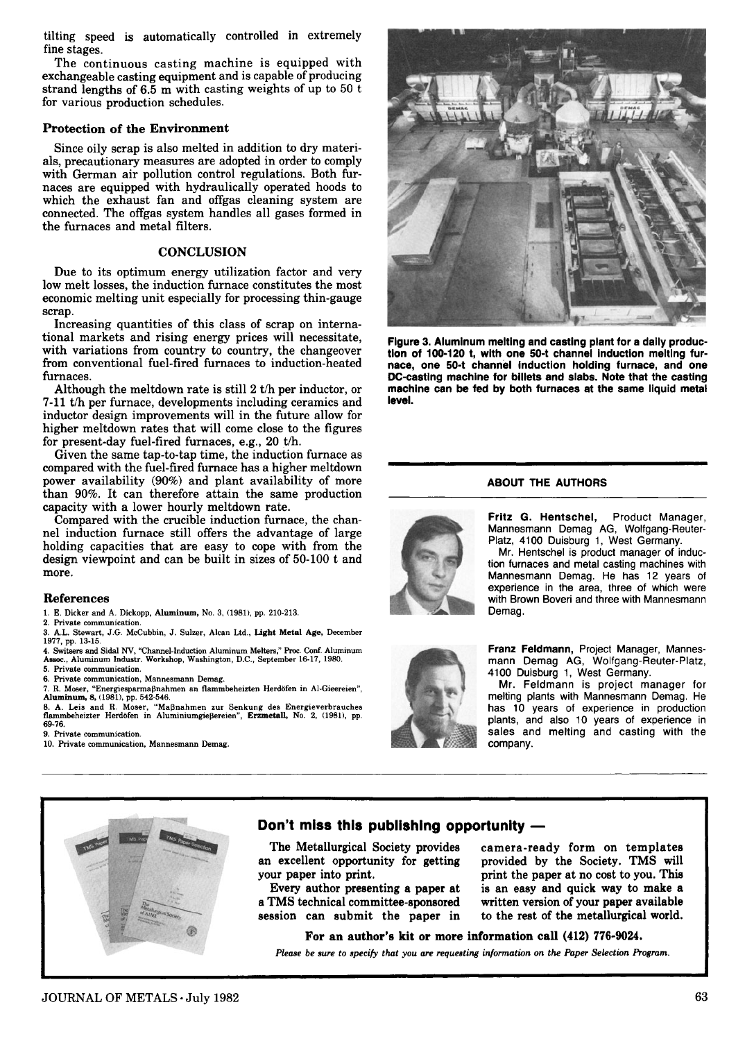tilting speed is automatically controlled in extremely fine stages.

The continuous casting machine is equipped with exchangeable casting equipment and is capable of producing strand lengths of 6.5 m with casting weights of up to 50 t for various production schedules.

### Protection of the Environment

Since oily scrap is also melted in addition to dry materials, precautionary measures are adopted in order to comply with German air pollution control regulations. Both furnaces are equipped with hydraulically operated hoods to which the exhaust fan and offgas cleaning system are connected. The offgas system handles all gases formed in the furnaces and metal filters.

## CONCLUSION

Due to its optimum energy utilization factor and very low melt losses, the induction furnace constitutes the most economic melting unit especially for processing thin-gauge scrap.

Increasing quantities of this class of scrap on international markets and rising energy prices will necessitate, with variations from country to country, the changeover from conventional fuel-fired furnaces to induction-heated furnaces.

Although the meltdown rate is still 2 t/h per inductor, or 7-11 t/h per furnace, developments including ceramics and inductor design improvements will in the future allow for higher meltdown rates that will come close to the figures for present-day fuel-fired furnaces, e.g., 20 t/h.

Given the same tap-to-tap time, the induction furnace as compared with the fuel-fired furnace has a higher meltdown power availability (90%) and plant availability of more than 90%. It can therefore attain the same production capacity with a lower hourly meltdown rate.

Compared with the crucible induction furnace, the channel induction furnace still offers the advantage of large holding capacities that are easy to cope with from the design viewpoint and can be built in sizes of 50-100 t and more.

**Figure 3. Aluminum melting and casting plant for a daily production of 100-120 t, with one 50-t channel induction melting furnace, one 50-t channel induction holding furnace, and one DC-casting machine for billets and slabs. Note that the casting machine can be fed by both furnaces at the same liquid metal level.**

### References

1. E. Dicker and A. Dickopp, **Aluminum**, No. 3, (1981), pp. 210-213.
2. Private communication.
3. A.L. Stewart, J.G. McCubbin, J. Sulzer, Alcan Ltd., **Light Metal Age**, December 1977, pp. 13-15.
4. Switsers and Sidal NV, "Channel-Induction Aluminum Melters," Proc. Conf. Aluminum Assoc., Aluminum Industr. Workshop, Washington, D.C., September 16-17, 1980.
5. Private communication.
6. Private communication, Mannesmann Demag.
7. R. Moser, "Energiesparmaßnahmen an flammbeheizten Herdöfen in Al-Gieereien", **Aluminum, 8**, (1981), pp. 542-546.
8. A. Leis and R. Moser, "Maßnahmen zur Senkung des Energieverbrauches flammbeheizter Herdöfen in Aluminiumgießereien", **Erzmetall**, No. 2, (1981), pp. 69-76.
9. Private communication.
10. Private communication, Mannesmann Demag.

## ABOUT THE AUTHORS

**Fritz G. Hentschel,** Product Manager, Mannesmann Demag AG, Wolfgang-Reuter-Platz, 4100 Duisburg 1, West Germany.

Mr. Hentschel is product manager of induction furnaces and metal casting machines with Mannesmann Demag. He has 12 years of experience in the area, three of which were with Brown Boveri and three with Mannesmann Demag.

**Franz Feldmann,** Project Manager, Mannesmann Demag AG, Wolfgang-Reuter-Platz, 4100 Duisburg 1, West Germany.

Mr. Feldmann is project manager for melting plants with Mannesmann Demag. He has 10 years of experience in production plants, and also 10 years of experience in sales and melting and casting with the company.

## Don't miss this publishing opportunity —

The Metallurgical Society provides an excellent opportunity for getting your paper into print.

Every author presenting a paper at a TMS technical committee-sponsored session can submit the paper in camera-ready form on templates provided by the Society. TMS will print the paper at no cost to you. This is an easy and quick way to make a written version of your paper available to the rest of the metallurgical world.

**For an author's kit or more information call (412) 776-9024.**

*Please be sure to specify that you are requesting information on the Paper Selection Program.*